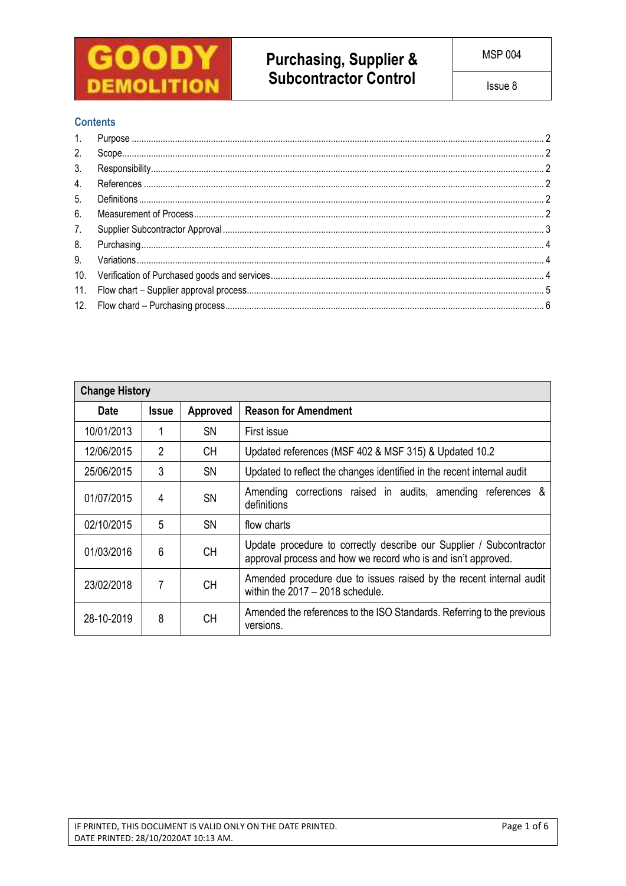| GOODY DEMOLITION | Purchasing, Supplier & Subcontractor Control | MSP 004 |
|---|---|---|
| | | Issue 8 |

## Contents

1. Purpose ........ 2
2. Scope ........ 2
3. Responsibility ........ 2
4. References ........ 2
5. Definitions ........ 2
6. Measurement of Process ........ 2
7. Supplier Subcontractor Approval ........ 3
8. Purchasing ........ 4
9. Variations ........ 4
10. Verification of Purchased goods and services ........ 4
11. Flow chart – Supplier approval process ........ 5
12. Flow chard – Purchasing process ........ 6

| Change History | | | |
|---|---|---|---|
| **Date** | **Issue** | **Approved** | **Reason for Amendment** |
| 10/01/2013 | 1 | SN | First issue |
| 12/06/2015 | 2 | CH | Updated references (MSF 402 & MSF 315) & Updated 10.2 |
| 25/06/2015 | 3 | SN | Updated to reflect the changes identified in the recent internal audit |
| 01/07/2015 | 4 | SN | Amending corrections raised in audits, amending references & definitions |
| 02/10/2015 | 5 | SN | flow charts |
| 01/03/2016 | 6 | CH | Update procedure to correctly describe our Supplier / Subcontractor approval process and how we record who is and isn't approved. |
| 23/02/2018 | 7 | CH | Amended procedure due to issues raised by the recent internal audit within the 2017 – 2018 schedule. |
| 28-10-2019 | 8 | CH | Amended the references to the ISO Standards. Referring to the previous versions. |

IF PRINTED, THIS DOCUMENT IS VALID ONLY ON THE DATE PRINTED.
DATE PRINTED: 28/10/2020AT 10:13 AM.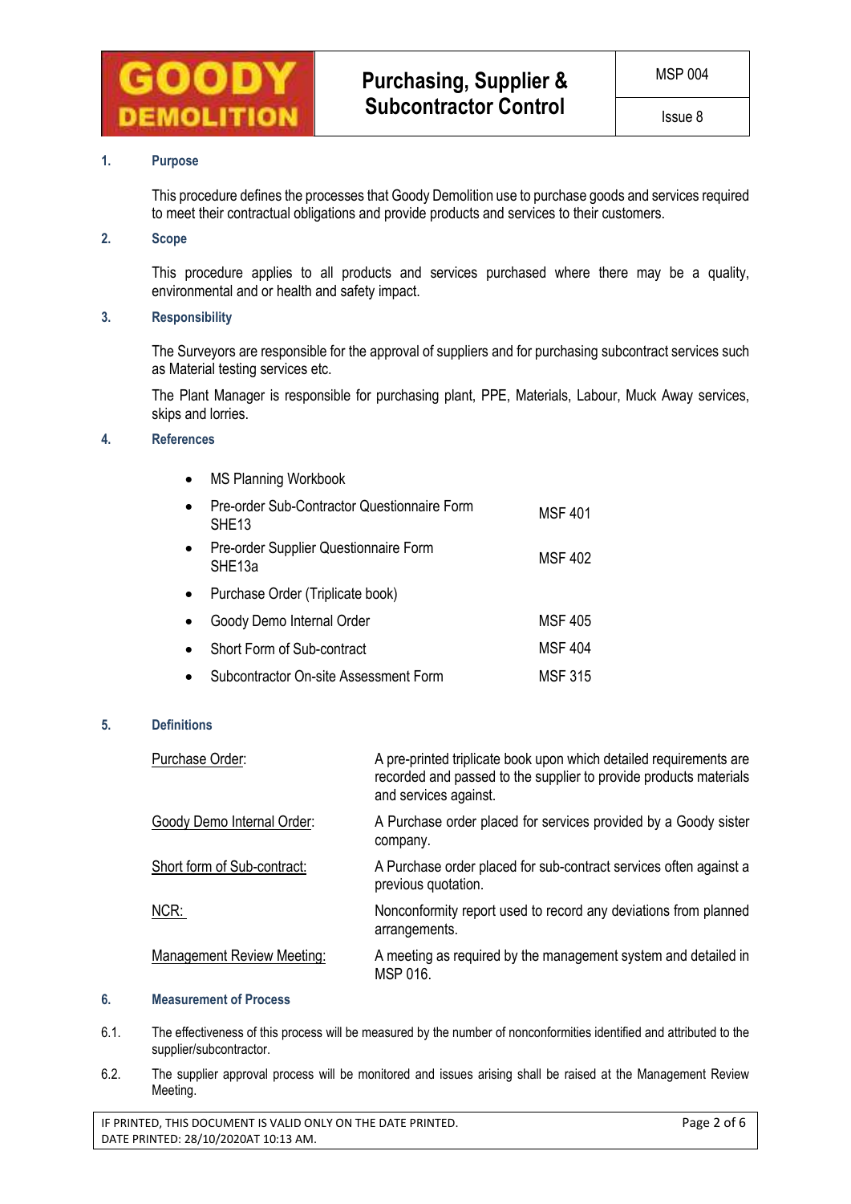## 1. Purpose

This procedure defines the processes that Goody Demolition use to purchase goods and services required to meet their contractual obligations and provide products and services to their customers.

## 2. Scope

This procedure applies to all products and services purchased where there may be a quality, environmental and or health and safety impact.

## 3. Responsibility

The Surveyors are responsible for the approval of suppliers and for purchasing subcontract services such as Material testing services etc.

The Plant Manager is responsible for purchasing plant, PPE, Materials, Labour, Muck Away services, skips and lorries.

## 4. References

| Document | Reference |
|---|---|
| • MS Planning Workbook | |
| • Pre-order Sub-Contractor Questionnaire Form SHE13 | MSF 401 |
| • Pre-order Supplier Questionnaire Form SHE13a | MSF 402 |
| • Purchase Order (Triplicate book) | |
| • Goody Demo Internal Order | MSF 405 |
| • Short Form of Sub-contract | MSF 404 |
| • Subcontractor On-site Assessment Form | MSF 315 |

## 5. Definitions

| Term | Definition |
|---|---|
| Purchase Order: | A pre-printed triplicate book upon which detailed requirements are recorded and passed to the supplier to provide products materials and services against. |
| Goody Demo Internal Order: | A Purchase order placed for services provided by a Goody sister company. |
| Short form of Sub-contract: | A Purchase order placed for sub-contract services often against a previous quotation. |
| NCR: | Nonconformity report used to record any deviations from planned arrangements. |
| Management Review Meeting: | A meeting as required by the management system and detailed in MSP 016. |

## 6. Measurement of Process

6.1. The effectiveness of this process will be measured by the number of nonconformities identified and attributed to the supplier/subcontractor.

6.2. The supplier approval process will be monitored and issues arising shall be raised at the Management Review Meeting.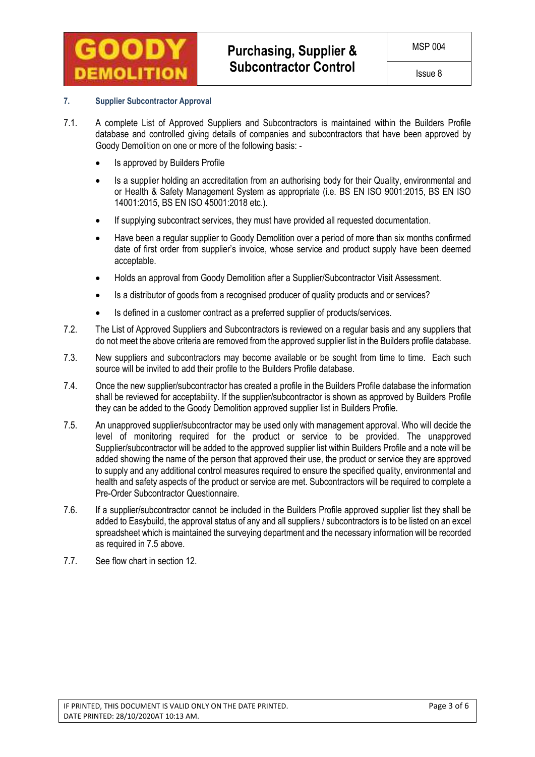## 7. Supplier Subcontractor Approval

7.1. A complete List of Approved Suppliers and Subcontractors is maintained within the Builders Profile database and controlled giving details of companies and subcontractors that have been approved by Goody Demolition on one or more of the following basis: -

- Is approved by Builders Profile
- Is a supplier holding an accreditation from an authorising body for their Quality, environmental and or Health & Safety Management System as appropriate (i.e. BS EN ISO 9001:2015, BS EN ISO 14001:2015, BS EN ISO 45001:2018 etc.).
- If supplying subcontract services, they must have provided all requested documentation.
- Have been a regular supplier to Goody Demolition over a period of more than six months confirmed date of first order from supplier's invoice, whose service and product supply have been deemed acceptable.
- Holds an approval from Goody Demolition after a Supplier/Subcontractor Visit Assessment.
- Is a distributor of goods from a recognised producer of quality products and or services?
- Is defined in a customer contract as a preferred supplier of products/services.

7.2. The List of Approved Suppliers and Subcontractors is reviewed on a regular basis and any suppliers that do not meet the above criteria are removed from the approved supplier list in the Builders profile database.

7.3. New suppliers and subcontractors may become available or be sought from time to time. Each such source will be invited to add their profile to the Builders Profile database.

7.4. Once the new supplier/subcontractor has created a profile in the Builders Profile database the information shall be reviewed for acceptability. If the supplier/subcontractor is shown as approved by Builders Profile they can be added to the Goody Demolition approved supplier list in Builders Profile.

7.5. An unapproved supplier/subcontractor may be used only with management approval. Who will decide the level of monitoring required for the product or service to be provided. The unapproved Supplier/subcontractor will be added to the approved supplier list within Builders Profile and a note will be added showing the name of the person that approved their use, the product or service they are approved to supply and any additional control measures required to ensure the specified quality, environmental and health and safety aspects of the product or service are met. Subcontractors will be required to complete a Pre-Order Subcontractor Questionnaire.

7.6. If a supplier/subcontractor cannot be included in the Builders Profile approved supplier list they shall be added to Easybuild, the approval status of any and all suppliers / subcontractors is to be listed on an excel spreadsheet which is maintained the surveying department and the necessary information will be recorded as required in 7.5 above.

7.7. See flow chart in section 12.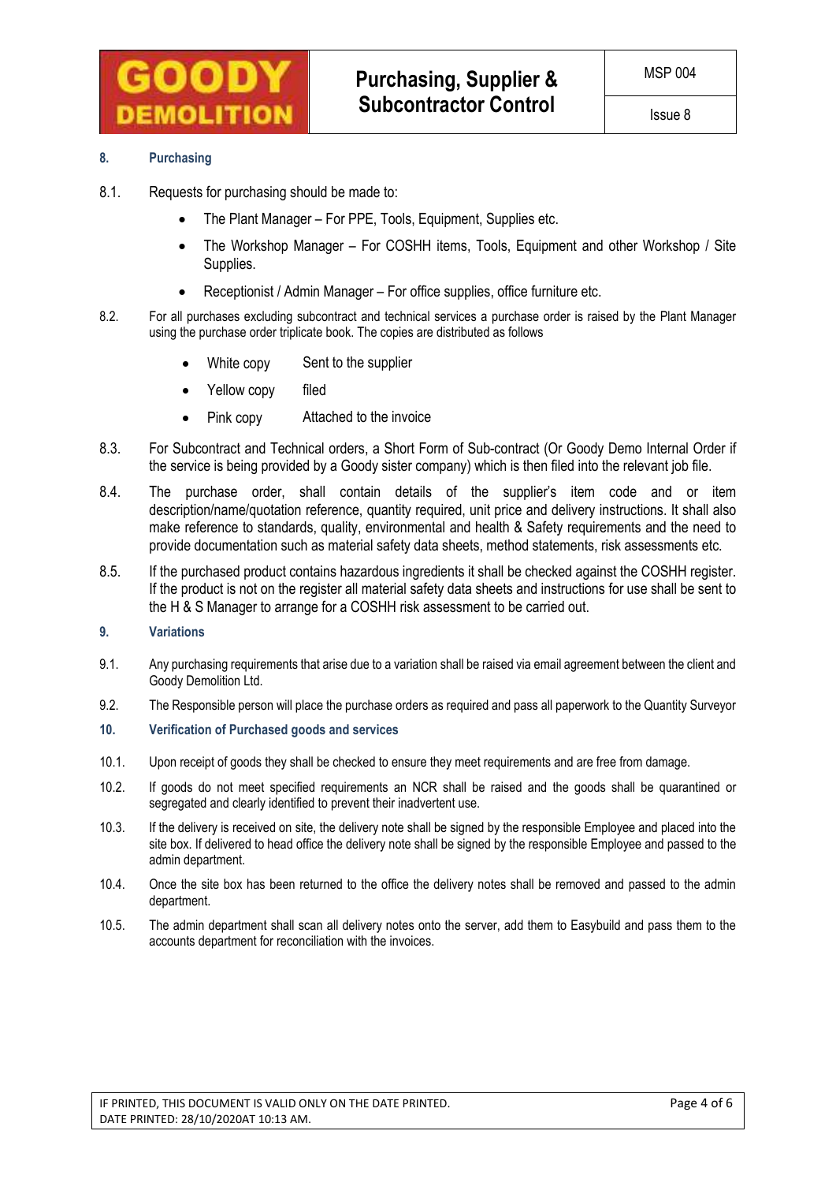## 8. Purchasing

8.1. Requests for purchasing should be made to:

- The Plant Manager – For PPE, Tools, Equipment, Supplies etc.
- The Workshop Manager – For COSHH items, Tools, Equipment and other Workshop / Site Supplies.
- Receptionist / Admin Manager – For office supplies, office furniture etc.

8.2. For all purchases excluding subcontract and technical services a purchase order is raised by the Plant Manager using the purchase order triplicate book. The copies are distributed as follows

- White copy — Sent to the supplier
- Yellow copy — filed
- Pink copy — Attached to the invoice

8.3. For Subcontract and Technical orders, a Short Form of Sub-contract (Or Goody Demo Internal Order if the service is being provided by a Goody sister company) which is then filed into the relevant job file.

8.4. The purchase order, shall contain details of the supplier's item code and or item description/name/quotation reference, quantity required, unit price and delivery instructions. It shall also make reference to standards, quality, environmental and health & Safety requirements and the need to provide documentation such as material safety data sheets, method statements, risk assessments etc.

8.5. If the purchased product contains hazardous ingredients it shall be checked against the COSHH register. If the product is not on the register all material safety data sheets and instructions for use shall be sent to the H & S Manager to arrange for a COSHH risk assessment to be carried out.

## 9. Variations

9.1. Any purchasing requirements that arise due to a variation shall be raised via email agreement between the client and Goody Demolition Ltd.

9.2. The Responsible person will place the purchase orders as required and pass all paperwork to the Quantity Surveyor

## 10. Verification of Purchased goods and services

10.1. Upon receipt of goods they shall be checked to ensure they meet requirements and are free from damage.

10.2. If goods do not meet specified requirements an NCR shall be raised and the goods shall be quarantined or segregated and clearly identified to prevent their inadvertent use.

10.3. If the delivery is received on site, the delivery note shall be signed by the responsible Employee and placed into the site box. If delivered to head office the delivery note shall be signed by the responsible Employee and passed to the admin department.

10.4. Once the site box has been returned to the office the delivery notes shall be removed and passed to the admin department.

10.5. The admin department shall scan all delivery notes onto the server, add them to Easybuild and pass them to the accounts department for reconciliation with the invoices.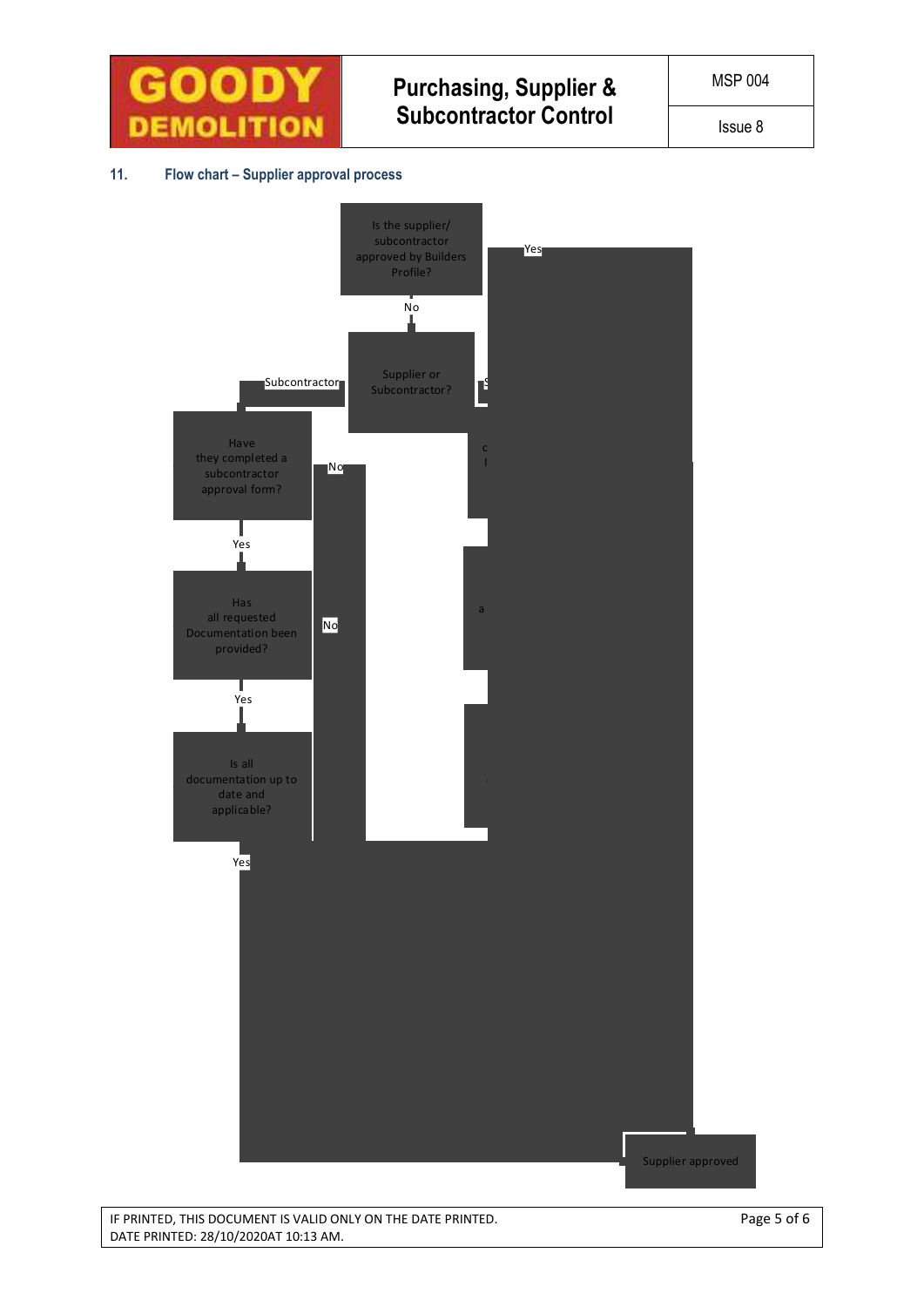## 11. Flow chart – Supplier approval process

Is the supplier/ subcontractor approved by Builders Profile?

Yes

No

Supplier or Subcontractor?

Subcontractor

Have they completed a subcontractor approval form?

No

Yes

Has all requested Documentation been provided?

No

Yes

Is all documentation up to date and applicable?

Yes

Supplier approved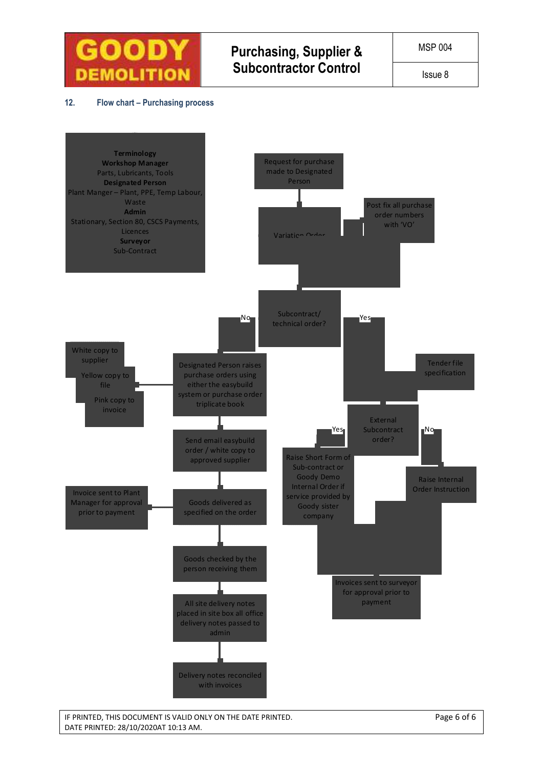## 12. Flow chart – Purchasing process

**Terminology**
**Workshop Manager**
Parts, Lubricants, Tools
**Designated Person**
Plant Manger – Plant, PPE, Temp Labour, Waste
**Admin**
Stationary, Section 80, CSCS Payments, Licences
**Surveyor**
Sub-Contract

Request for purchase made to Designated Person

Variation Order

Post fix all purchase order numbers with 'VO'

Subcontract/ technical order?

No

Yes

Designated Person raises purchase orders using either the easybuild system or purchase order triplicate book

White copy to supplier

Yellow copy to file

Pink copy to invoice

Send email easybuild order / white copy to approved supplier

Goods delivered as specified on the order

Invoice sent to Plant Manager for approval prior to payment

Goods checked by the person receiving them

All site delivery notes placed in site box all office delivery notes passed to admin

Delivery notes reconciled with invoices

Tender file specification

External Subcontract order?

Yes

No

Raise Short Form of Sub-contract or Goody Demo Internal Order if service provided by Goody sister company

Raise Internal Order Instruction

Invoices sent to surveyor for approval prior to payment